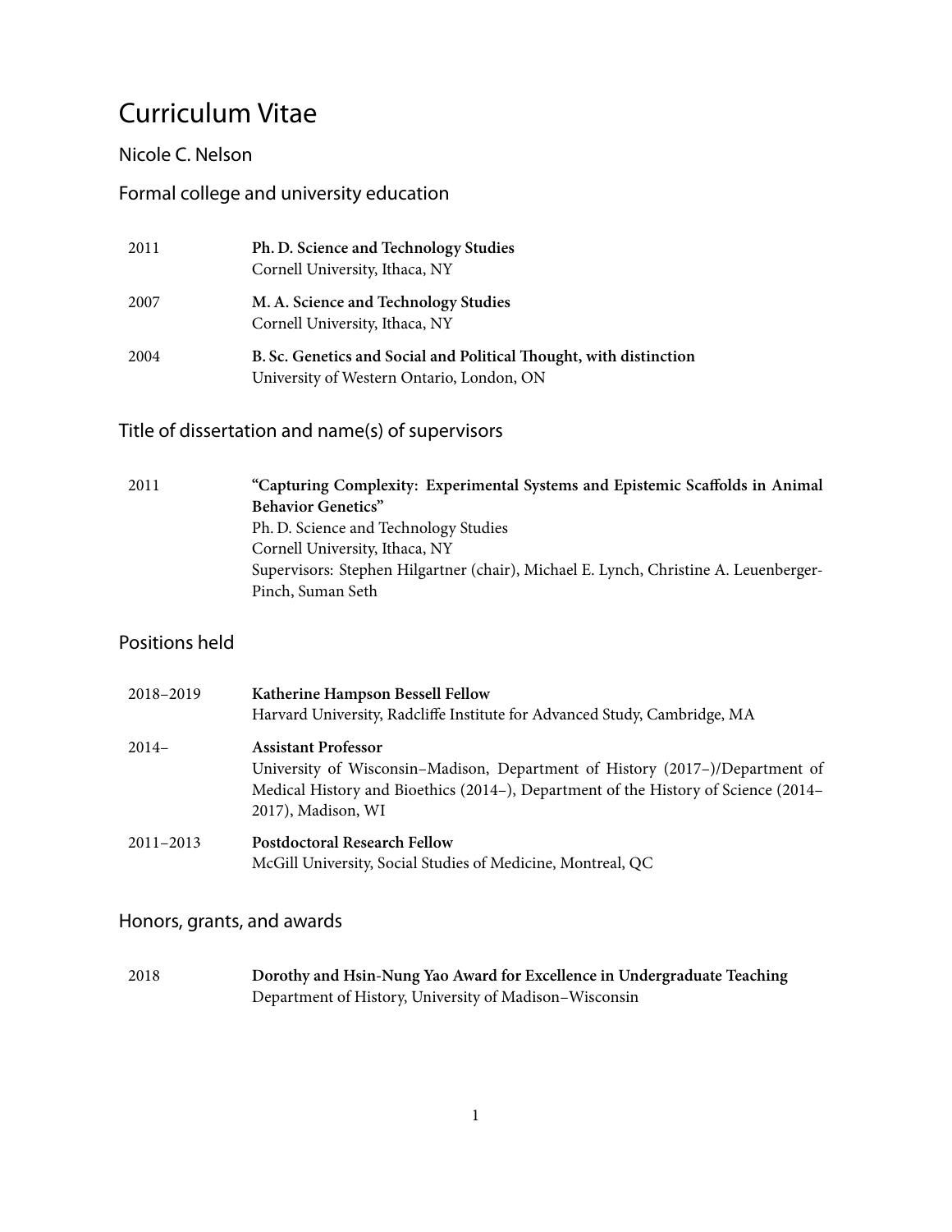# Curriculum Vitae

## Nicole C. Nelson

## Formal college and university education

| | |
|---|---|
| 2011 | **Ph. D. Science and Technology Studies**<br>Cornell University, Ithaca, NY |
| 2007 | **M. A. Science and Technology Studies**<br>Cornell University, Ithaca, NY |
| 2004 | **B. Sc. Genetics and Social and Political Thought, with distinction**<br>University of Western Ontario, London, ON |

## Title of dissertation and name(s) of supervisors

| | |
|---|---|
| 2011 | **"Capturing Complexity: Experimental Systems and Epistemic Scaffolds in Animal Behavior Genetics"**<br>Ph. D. Science and Technology Studies<br>Cornell University, Ithaca, NY<br>Supervisors: Stephen Hilgartner (chair), Michael E. Lynch, Christine A. Leuenberger-Pinch, Suman Seth |

## Positions held

| | |
|---|---|
| 2018–2019 | **Katherine Hampson Bessell Fellow**<br>Harvard University, Radcliffe Institute for Advanced Study, Cambridge, MA |
| 2014– | **Assistant Professor**<br>University of Wisconsin–Madison, Department of History (2017–)/Department of Medical History and Bioethics (2014–), Department of the History of Science (2014–2017), Madison, WI |
| 2011–2013 | **Postdoctoral Research Fellow**<br>McGill University, Social Studies of Medicine, Montreal, QC |

## Honors, grants, and awards

| | |
|---|---|
| 2018 | **Dorothy and Hsin-Nung Yao Award for Excellence in Undergraduate Teaching**<br>Department of History, University of Madison–Wisconsin |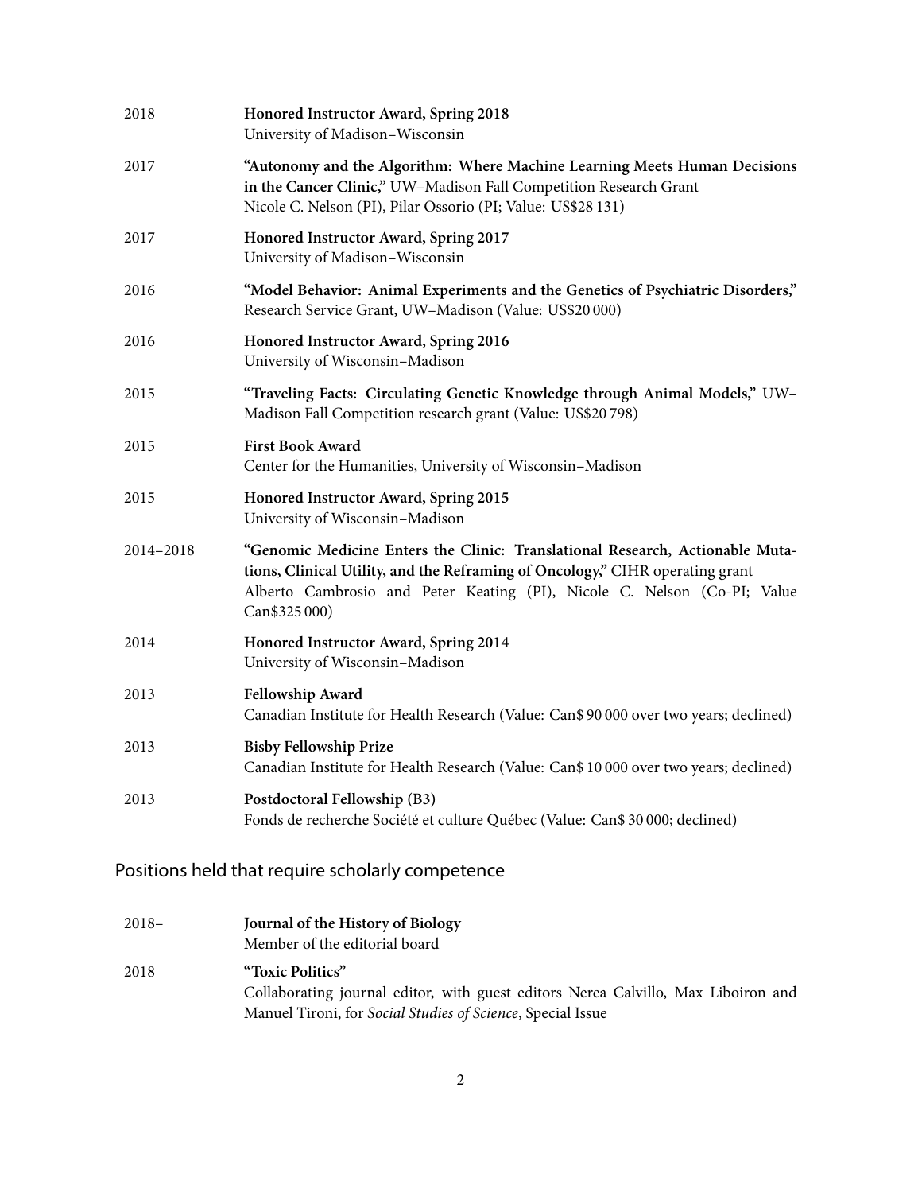| | |
|---|---|
| 2018 | **Honored Instructor Award, Spring 2018**<br>University of Madison–Wisconsin |
| 2017 | **"Autonomy and the Algorithm: Where Machine Learning Meets Human Decisions in the Cancer Clinic,"** UW–Madison Fall Competition Research Grant<br>Nicole C. Nelson (PI), Pilar Ossorio (PI; Value: US$28 131) |
| 2017 | **Honored Instructor Award, Spring 2017**<br>University of Madison–Wisconsin |
| 2016 | **"Model Behavior: Animal Experiments and the Genetics of Psychiatric Disorders,"** Research Service Grant, UW–Madison (Value: US$20 000) |
| 2016 | **Honored Instructor Award, Spring 2016**<br>University of Wisconsin–Madison |
| 2015 | **"Traveling Facts: Circulating Genetic Knowledge through Animal Models,"** UW–Madison Fall Competition research grant (Value: US$20 798) |
| 2015 | **First Book Award**<br>Center for the Humanities, University of Wisconsin–Madison |
| 2015 | **Honored Instructor Award, Spring 2015**<br>University of Wisconsin–Madison |
| 2014–2018 | **"Genomic Medicine Enters the Clinic: Translational Research, Actionable Mutations, Clinical Utility, and the Reframing of Oncology,"** CIHR operating grant<br>Alberto Cambrosio and Peter Keating (PI), Nicole C. Nelson (Co-PI; Value Can$325 000) |
| 2014 | **Honored Instructor Award, Spring 2014**<br>University of Wisconsin–Madison |
| 2013 | **Fellowship Award**<br>Canadian Institute for Health Research (Value: Can$ 90 000 over two years; declined) |
| 2013 | **Bisby Fellowship Prize**<br>Canadian Institute for Health Research (Value: Can$ 10 000 over two years; declined) |
| 2013 | **Postdoctoral Fellowship (B3)**<br>Fonds de recherche Société et culture Québec (Value: Can$ 30 000; declined) |

## Positions held that require scholarly competence

| | |
|---|---|
| 2018– | **Journal of the History of Biology**<br>Member of the editorial board |
| 2018 | **"Toxic Politics"**<br>Collaborating journal editor, with guest editors Nerea Calvillo, Max Liboiron and Manuel Tironi, for *Social Studies of Science*, Special Issue |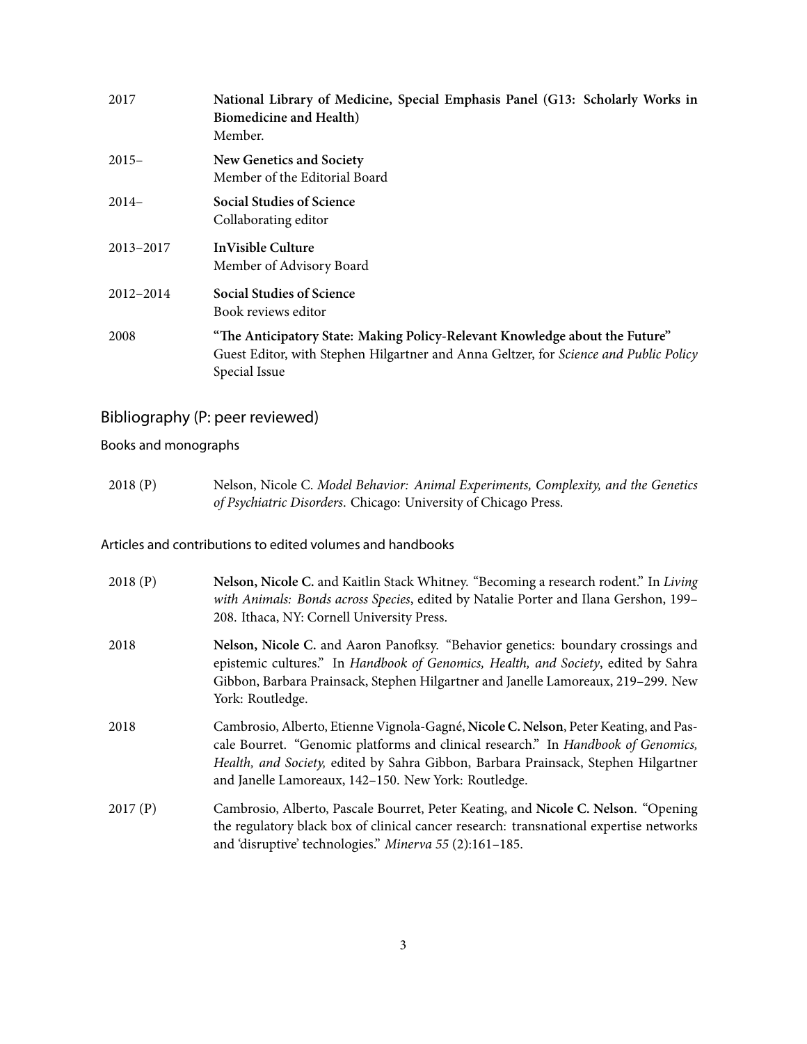2017 **National Library of Medicine, Special Emphasis Panel (G13: Scholarly Works in Biomedicine and Health)**
Member.

2015– **New Genetics and Society**
Member of the Editorial Board

2014– **Social Studies of Science**
Collaborating editor

2013–2017 **InVisible Culture**
Member of Advisory Board

2012–2014 **Social Studies of Science**
Book reviews editor

2008 **"The Anticipatory State: Making Policy-Relevant Knowledge about the Future"**
Guest Editor, with Stephen Hilgartner and Anna Geltzer, for *Science and Public Policy* Special Issue

## Bibliography (P: peer reviewed)

### Books and monographs

2018 (P) Nelson, Nicole C. *Model Behavior: Animal Experiments, Complexity, and the Genetics of Psychiatric Disorders*. Chicago: University of Chicago Press.

### Articles and contributions to edited volumes and handbooks

2018 (P) **Nelson, Nicole C.** and Kaitlin Stack Whitney. "Becoming a research rodent." In *Living with Animals: Bonds across Species*, edited by Natalie Porter and Ilana Gershon, 199–208. Ithaca, NY: Cornell University Press.

2018 **Nelson, Nicole C.** and Aaron Panofksy. "Behavior genetics: boundary crossings and epistemic cultures." In *Handbook of Genomics, Health, and Society*, edited by Sahra Gibbon, Barbara Prainsack, Stephen Hilgartner and Janelle Lamoreaux, 219–299. New York: Routledge.

2018 Cambrosio, Alberto, Etienne Vignola-Gagné, **Nicole C. Nelson**, Peter Keating, and Pascale Bourret. "Genomic platforms and clinical research." In *Handbook of Genomics, Health, and Society,* edited by Sahra Gibbon, Barbara Prainsack, Stephen Hilgartner and Janelle Lamoreaux, 142–150. New York: Routledge.

2017 (P) Cambrosio, Alberto, Pascale Bourret, Peter Keating, and **Nicole C. Nelson**. "Opening the regulatory black box of clinical cancer research: transnational expertise networks and 'disruptive' technologies." *Minerva 55* (2):161–185.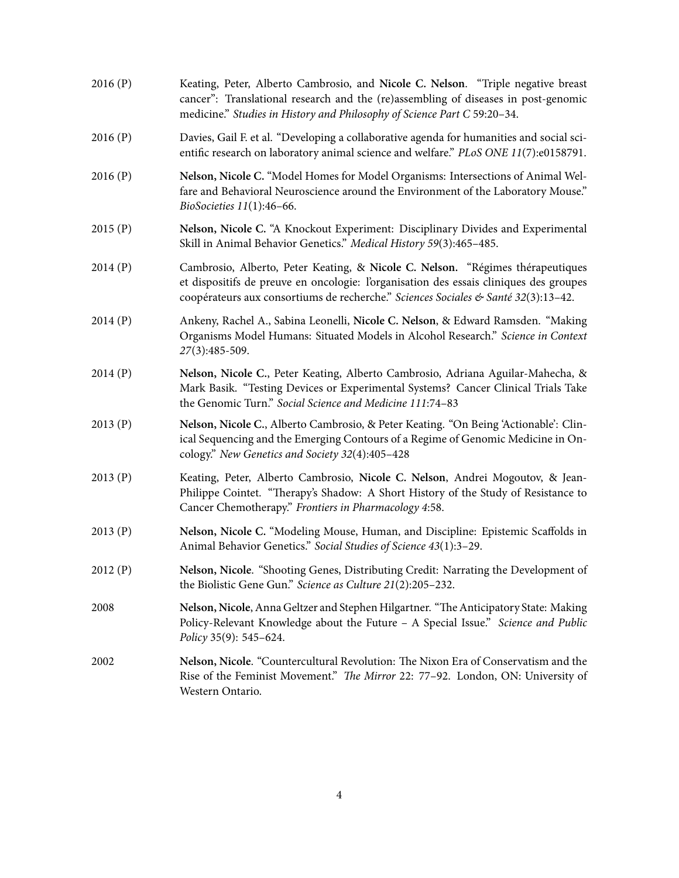2016 (P) Keating, Peter, Alberto Cambrosio, and **Nicole C. Nelson**. "Triple negative breast cancer": Translational research and the (re)assembling of diseases in post-genomic medicine." *Studies in History and Philosophy of Science Part C* 59:20–34.

2016 (P) Davies, Gail F. et al. "Developing a collaborative agenda for humanities and social scientific research on laboratory animal science and welfare." *PLoS ONE 11*(7):e0158791.

2016 (P) **Nelson, Nicole C.** "Model Homes for Model Organisms: Intersections of Animal Welfare and Behavioral Neuroscience around the Environment of the Laboratory Mouse." *BioSocieties 11*(1):46–66.

2015 (P) **Nelson, Nicole C.** "A Knockout Experiment: Disciplinary Divides and Experimental Skill in Animal Behavior Genetics." *Medical History 59*(3):465–485.

2014 (P) Cambrosio, Alberto, Peter Keating, & **Nicole C. Nelson.** "Régimes thérapeutiques et dispositifs de preuve en oncologie: l'organisation des essais cliniques des groupes coopérateurs aux consortiums de recherche." *Sciences Sociales & Santé 32*(3):13–42.

2014 (P) Ankeny, Rachel A., Sabina Leonelli, **Nicole C. Nelson**, & Edward Ramsden. "Making Organisms Model Humans: Situated Models in Alcohol Research." *Science in Context 27*(3):485-509.

2014 (P) **Nelson, Nicole C.**, Peter Keating, Alberto Cambrosio, Adriana Aguilar-Mahecha, & Mark Basik. "Testing Devices or Experimental Systems? Cancer Clinical Trials Take the Genomic Turn." *Social Science and Medicine 111*:74–83

2013 (P) **Nelson, Nicole C.**, Alberto Cambrosio, & Peter Keating. "On Being 'Actionable': Clinical Sequencing and the Emerging Contours of a Regime of Genomic Medicine in Oncology." *New Genetics and Society 32*(4):405–428

2013 (P) Keating, Peter, Alberto Cambrosio, **Nicole C. Nelson**, Andrei Mogoutov, & Jean-Philippe Cointet. "Therapy's Shadow: A Short History of the Study of Resistance to Cancer Chemotherapy." *Frontiers in Pharmacology 4*:58.

2013 (P) **Nelson, Nicole C.** "Modeling Mouse, Human, and Discipline: Epistemic Scaffolds in Animal Behavior Genetics." *Social Studies of Science 43*(1):3–29.

2012 (P) **Nelson, Nicole**. "Shooting Genes, Distributing Credit: Narrating the Development of the Biolistic Gene Gun." *Science as Culture 21*(2):205–232.

2008 **Nelson, Nicole**, Anna Geltzer and Stephen Hilgartner. "The Anticipatory State: Making Policy-Relevant Knowledge about the Future – A Special Issue." *Science and Public Policy* 35(9): 545–624.

2002 **Nelson, Nicole**. "Countercultural Revolution: The Nixon Era of Conservatism and the Rise of the Feminist Movement." *The Mirror* 22: 77–92. London, ON: University of Western Ontario.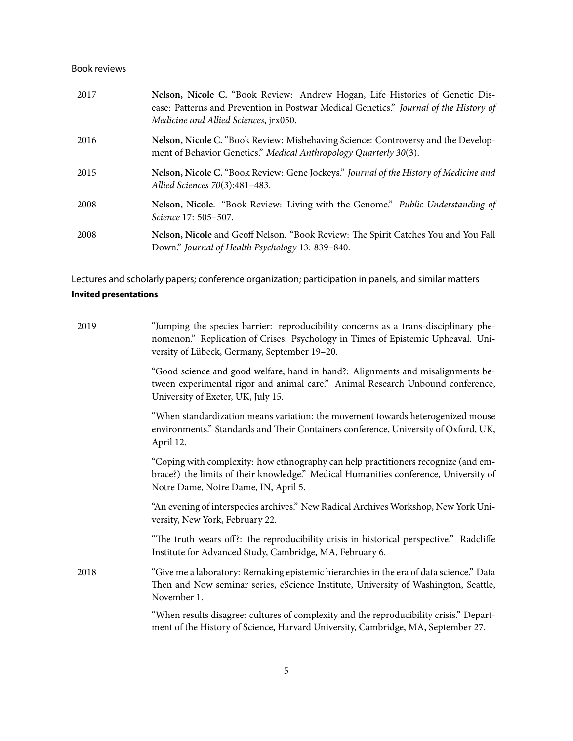Book reviews

| | |
|---|---|
| 2017 | **Nelson, Nicole C.** "Book Review: Andrew Hogan, Life Histories of Genetic Disease: Patterns and Prevention in Postwar Medical Genetics." *Journal of the History of Medicine and Allied Sciences*, jrx050. |
| 2016 | **Nelson, Nicole C.** "Book Review: Misbehaving Science: Controversy and the Development of Behavior Genetics." *Medical Anthropology Quarterly 30*(3). |
| 2015 | **Nelson, Nicole C.** "Book Review: Gene Jockeys." *Journal of the History of Medicine and Allied Sciences 70*(3):481–483. |
| 2008 | **Nelson, Nicole**. "Book Review: Living with the Genome." *Public Understanding of Science* 17: 505–507. |
| 2008 | **Nelson, Nicole** and Geoff Nelson. "Book Review: The Spirit Catches You and You Fall Down." *Journal of Health Psychology* 13: 839–840. |

Lectures and scholarly papers; conference organization; participation in panels, and similar matters

**Invited presentations**

| | |
|---|---|
| 2019 | "Jumping the species barrier: reproducibility concerns as a trans-disciplinary phenomenon." Replication of Crises: Psychology in Times of Epistemic Upheaval. University of Lübeck, Germany, September 19–20. |
| | "Good science and good welfare, hand in hand?: Alignments and misalignments between experimental rigor and animal care." Animal Research Unbound conference, University of Exeter, UK, July 15. |
| | "When standardization means variation: the movement towards heterogenized mouse environments." Standards and Their Containers conference, University of Oxford, UK, April 12. |
| | "Coping with complexity: how ethnography can help practitioners recognize (and embrace?) the limits of their knowledge." Medical Humanities conference, University of Notre Dame, Notre Dame, IN, April 5. |
| | "An evening of interspecies archives." New Radical Archives Workshop, New York University, New York, February 22. |
| | "The truth wears off?: the reproducibility crisis in historical perspective." Radcliffe Institute for Advanced Study, Cambridge, MA, February 6. |
| 2018 | "Give me a ~~laboratory~~: Remaking epistemic hierarchies in the era of data science." Data Then and Now seminar series, eScience Institute, University of Washington, Seattle, November 1. |
| | "When results disagree: cultures of complexity and the reproducibility crisis." Department of the History of Science, Harvard University, Cambridge, MA, September 27. |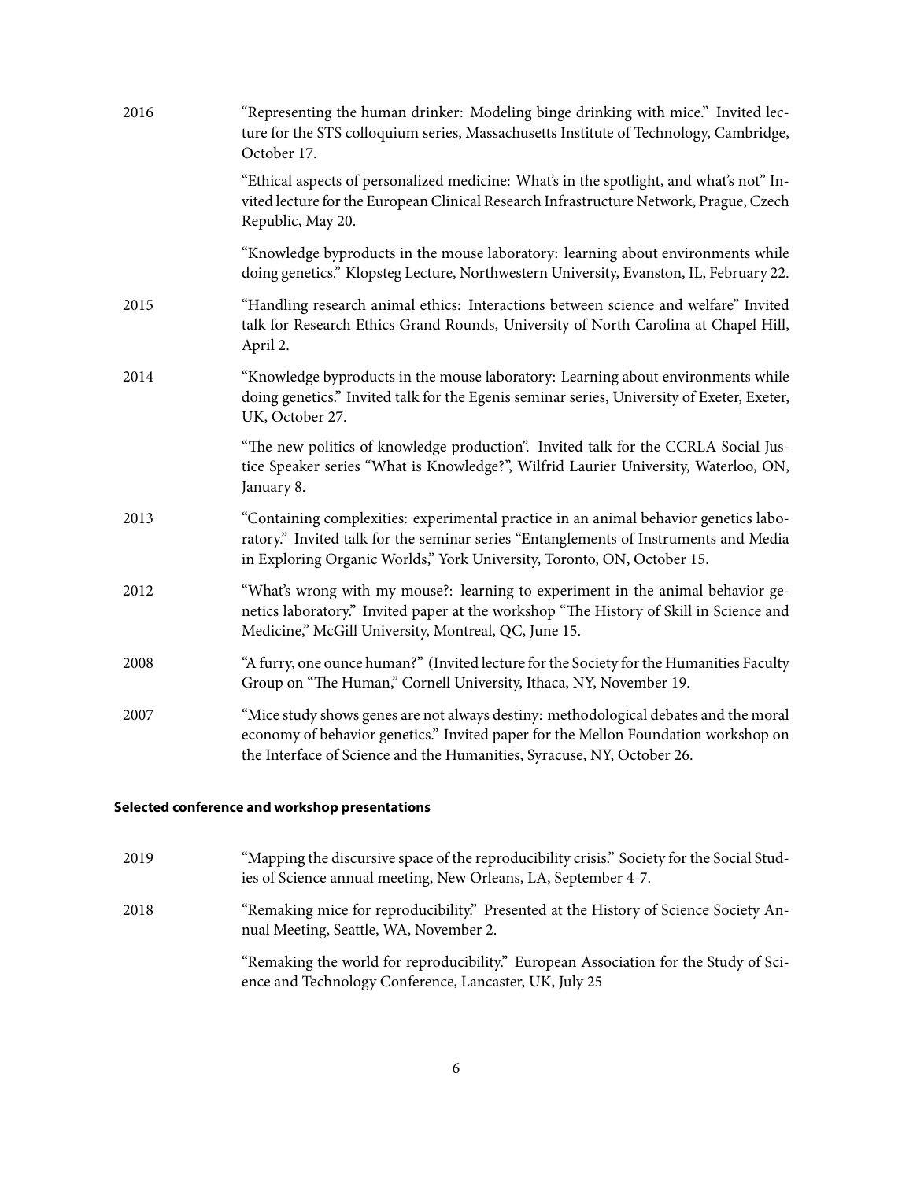2016 “Representing the human drinker: Modeling binge drinking with mice.” Invited lecture for the STS colloquium series, Massachusetts Institute of Technology, Cambridge, October 17.

“Ethical aspects of personalized medicine: What’s in the spotlight, and what’s not” Invited lecture for the European Clinical Research Infrastructure Network, Prague, Czech Republic, May 20.

“Knowledge byproducts in the mouse laboratory: learning about environments while doing genetics.” Klopsteg Lecture, Northwestern University, Evanston, IL, February 22.

2015 “Handling research animal ethics: Interactions between science and welfare” Invited talk for Research Ethics Grand Rounds, University of North Carolina at Chapel Hill, April 2.

2014 “Knowledge byproducts in the mouse laboratory: Learning about environments while doing genetics.” Invited talk for the Egenis seminar series, University of Exeter, Exeter, UK, October 27.

“The new politics of knowledge production”. Invited talk for the CCRLA Social Justice Speaker series “What is Knowledge?”, Wilfrid Laurier University, Waterloo, ON, January 8.

2013 “Containing complexities: experimental practice in an animal behavior genetics laboratory.” Invited talk for the seminar series “Entanglements of Instruments and Media in Exploring Organic Worlds,” York University, Toronto, ON, October 15.

2012 “What’s wrong with my mouse?: learning to experiment in the animal behavior genetics laboratory.” Invited paper at the workshop “The History of Skill in Science and Medicine,” McGill University, Montreal, QC, June 15.

2008 “A furry, one ounce human?” (Invited lecture for the Society for the Humanities Faculty Group on “The Human,” Cornell University, Ithaca, NY, November 19.

2007 “Mice study shows genes are not always destiny: methodological debates and the moral economy of behavior genetics.” Invited paper for the Mellon Foundation workshop on the Interface of Science and the Humanities, Syracuse, NY, October 26.

**Selected conference and workshop presentations**

2019 “Mapping the discursive space of the reproducibility crisis.” Society for the Social Studies of Science annual meeting, New Orleans, LA, September 4-7.

2018 “Remaking mice for reproducibility.” Presented at the History of Science Society Annual Meeting, Seattle, WA, November 2.

“Remaking the world for reproducibility.” European Association for the Study of Science and Technology Conference, Lancaster, UK, July 25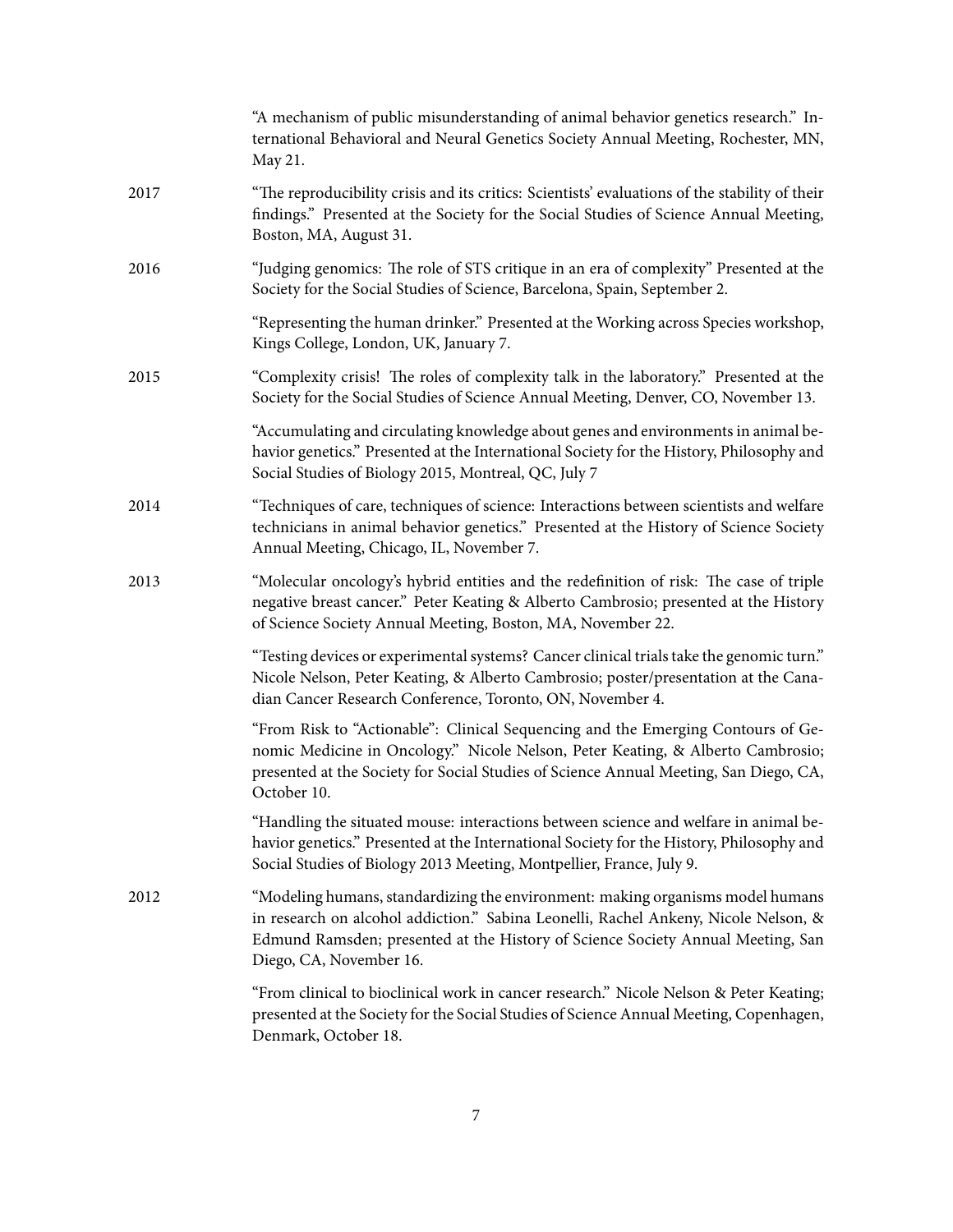"A mechanism of public misunderstanding of animal behavior genetics research." International Behavioral and Neural Genetics Society Annual Meeting, Rochester, MN, May 21.

2017 "The reproducibility crisis and its critics: Scientists' evaluations of the stability of their findings." Presented at the Society for the Social Studies of Science Annual Meeting, Boston, MA, August 31.

2016 "Judging genomics: The role of STS critique in an era of complexity" Presented at the Society for the Social Studies of Science, Barcelona, Spain, September 2.

"Representing the human drinker." Presented at the Working across Species workshop, Kings College, London, UK, January 7.

2015 "Complexity crisis! The roles of complexity talk in the laboratory." Presented at the Society for the Social Studies of Science Annual Meeting, Denver, CO, November 13.

"Accumulating and circulating knowledge about genes and environments in animal behavior genetics." Presented at the International Society for the History, Philosophy and Social Studies of Biology 2015, Montreal, QC, July 7

2014 "Techniques of care, techniques of science: Interactions between scientists and welfare technicians in animal behavior genetics." Presented at the History of Science Society Annual Meeting, Chicago, IL, November 7.

2013 "Molecular oncology's hybrid entities and the redefinition of risk: The case of triple negative breast cancer." Peter Keating & Alberto Cambrosio; presented at the History of Science Society Annual Meeting, Boston, MA, November 22.

"Testing devices or experimental systems? Cancer clinical trials take the genomic turn." Nicole Nelson, Peter Keating, & Alberto Cambrosio; poster/presentation at the Canadian Cancer Research Conference, Toronto, ON, November 4.

"From Risk to "Actionable": Clinical Sequencing and the Emerging Contours of Genomic Medicine in Oncology." Nicole Nelson, Peter Keating, & Alberto Cambrosio; presented at the Society for Social Studies of Science Annual Meeting, San Diego, CA, October 10.

"Handling the situated mouse: interactions between science and welfare in animal behavior genetics." Presented at the International Society for the History, Philosophy and Social Studies of Biology 2013 Meeting, Montpellier, France, July 9.

2012 "Modeling humans, standardizing the environment: making organisms model humans in research on alcohol addiction." Sabina Leonelli, Rachel Ankeny, Nicole Nelson, & Edmund Ramsden; presented at the History of Science Society Annual Meeting, San Diego, CA, November 16.

"From clinical to bioclinical work in cancer research." Nicole Nelson & Peter Keating; presented at the Society for the Social Studies of Science Annual Meeting, Copenhagen, Denmark, October 18.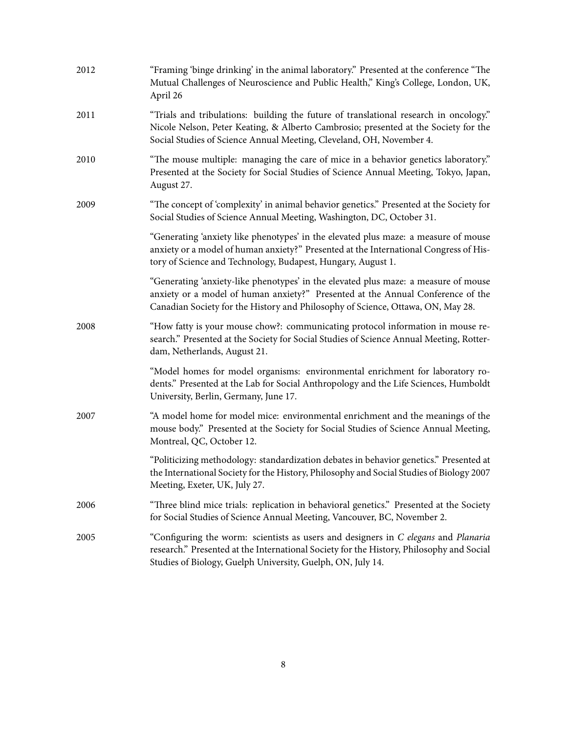2012 "Framing 'binge drinking' in the animal laboratory." Presented at the conference "The Mutual Challenges of Neuroscience and Public Health," King's College, London, UK, April 26

2011 "Trials and tribulations: building the future of translational research in oncology." Nicole Nelson, Peter Keating, & Alberto Cambrosio; presented at the Society for the Social Studies of Science Annual Meeting, Cleveland, OH, November 4.

2010 "The mouse multiple: managing the care of mice in a behavior genetics laboratory." Presented at the Society for Social Studies of Science Annual Meeting, Tokyo, Japan, August 27.

2009 "The concept of 'complexity' in animal behavior genetics." Presented at the Society for Social Studies of Science Annual Meeting, Washington, DC, October 31.

"Generating 'anxiety like phenotypes' in the elevated plus maze: a measure of mouse anxiety or a model of human anxiety?" Presented at the International Congress of History of Science and Technology, Budapest, Hungary, August 1.

"Generating 'anxiety-like phenotypes' in the elevated plus maze: a measure of mouse anxiety or a model of human anxiety?" Presented at the Annual Conference of the Canadian Society for the History and Philosophy of Science, Ottawa, ON, May 28.

2008 "How fatty is your mouse chow?: communicating protocol information in mouse research." Presented at the Society for Social Studies of Science Annual Meeting, Rotterdam, Netherlands, August 21.

"Model homes for model organisms: environmental enrichment for laboratory rodents." Presented at the Lab for Social Anthropology and the Life Sciences, Humboldt University, Berlin, Germany, June 17.

2007 "A model home for model mice: environmental enrichment and the meanings of the mouse body." Presented at the Society for Social Studies of Science Annual Meeting, Montreal, QC, October 12.

"Politicizing methodology: standardization debates in behavior genetics." Presented at the International Society for the History, Philosophy and Social Studies of Biology 2007 Meeting, Exeter, UK, July 27.

2006 "Three blind mice trials: replication in behavioral genetics." Presented at the Society for Social Studies of Science Annual Meeting, Vancouver, BC, November 2.

2005 "Configuring the worm: scientists as users and designers in *C elegans* and *Planaria* research." Presented at the International Society for the History, Philosophy and Social Studies of Biology, Guelph University, Guelph, ON, July 14.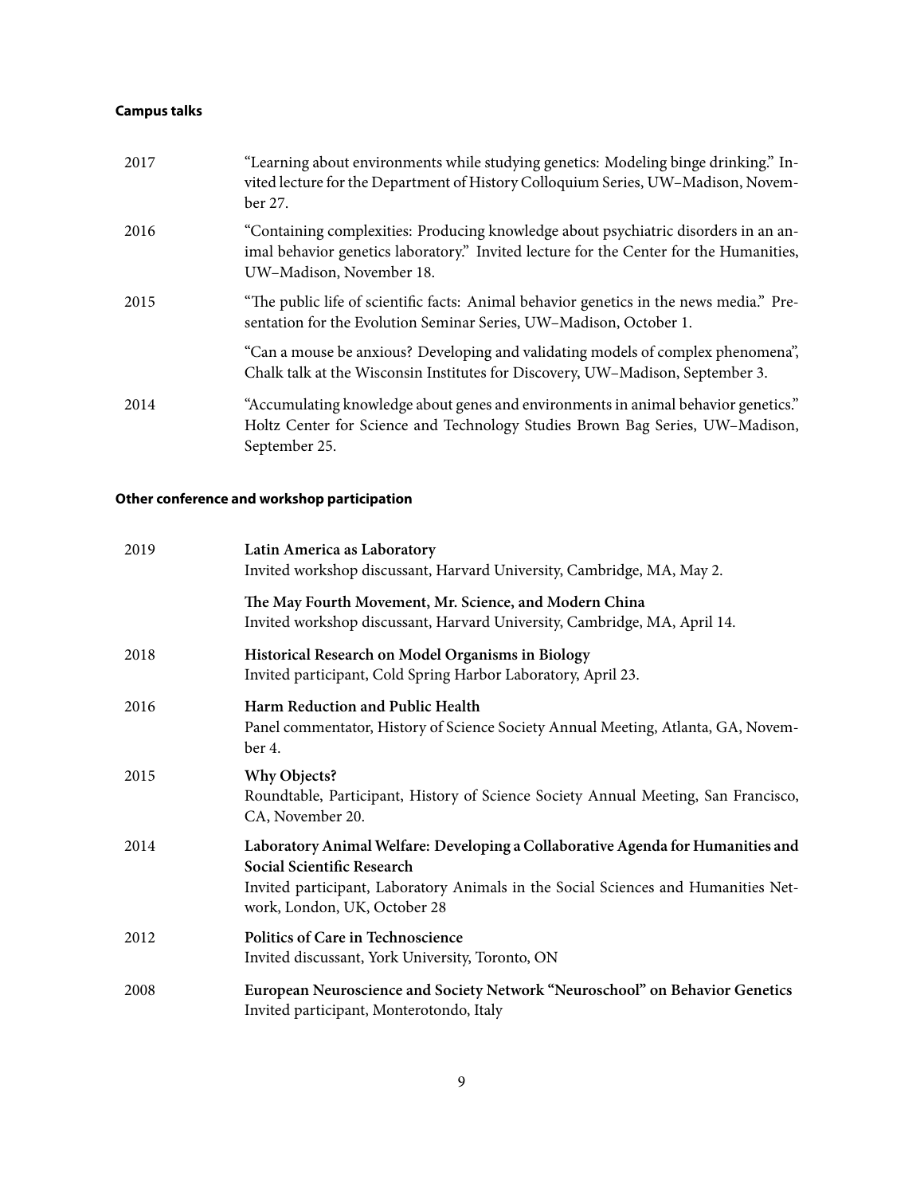### Campus talks

2017 — "Learning about environments while studying genetics: Modeling binge drinking." Invited lecture for the Department of History Colloquium Series, UW–Madison, November 27.

2016 — "Containing complexities: Producing knowledge about psychiatric disorders in an animal behavior genetics laboratory." Invited lecture for the Center for the Humanities, UW–Madison, November 18.

2015 — "The public life of scientific facts: Animal behavior genetics in the news media." Presentation for the Evolution Seminar Series, UW–Madison, October 1.

"Can a mouse be anxious? Developing and validating models of complex phenomena", Chalk talk at the Wisconsin Institutes for Discovery, UW–Madison, September 3.

2014 — "Accumulating knowledge about genes and environments in animal behavior genetics." Holtz Center for Science and Technology Studies Brown Bag Series, UW–Madison, September 25.

### Other conference and workshop participation

2019 — **Latin America as Laboratory**
Invited workshop discussant, Harvard University, Cambridge, MA, May 2.

**The May Fourth Movement, Mr. Science, and Modern China**
Invited workshop discussant, Harvard University, Cambridge, MA, April 14.

2018 — **Historical Research on Model Organisms in Biology**
Invited participant, Cold Spring Harbor Laboratory, April 23.

2016 — **Harm Reduction and Public Health**
Panel commentator, History of Science Society Annual Meeting, Atlanta, GA, November 4.

2015 — **Why Objects?**
Roundtable, Participant, History of Science Society Annual Meeting, San Francisco, CA, November 20.

2014 — **Laboratory Animal Welfare: Developing a Collaborative Agenda for Humanities and Social Scientific Research**
Invited participant, Laboratory Animals in the Social Sciences and Humanities Network, London, UK, October 28

2012 — **Politics of Care in Technoscience**
Invited discussant, York University, Toronto, ON

2008 — **European Neuroscience and Society Network "Neuroschool" on Behavior Genetics**
Invited participant, Monterotondo, Italy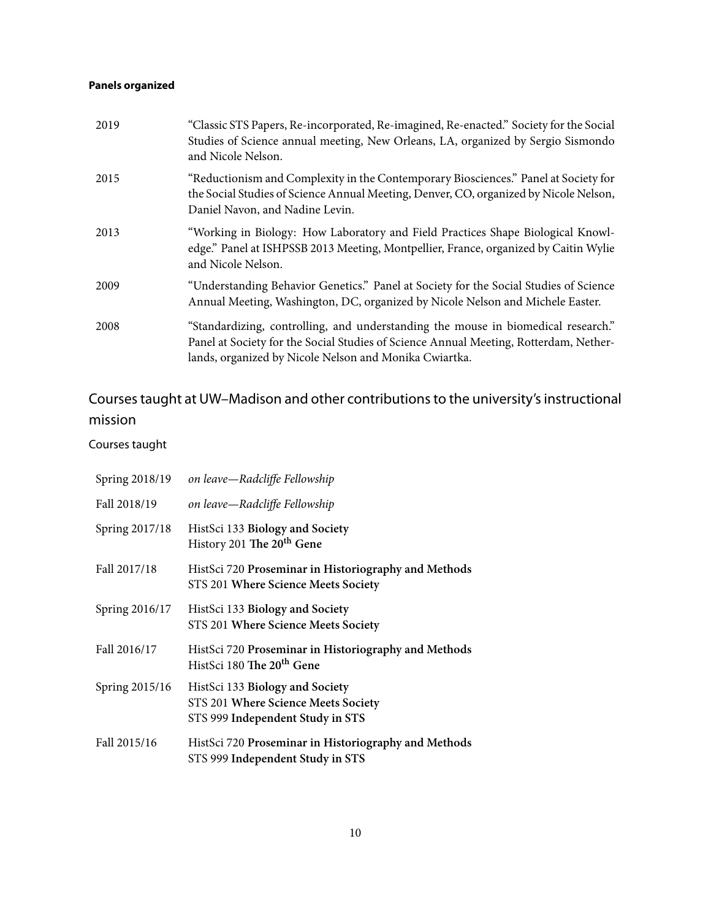**Panels organized**

| | |
|---|---|
| 2019 | "Classic STS Papers, Re-incorporated, Re-imagined, Re-enacted." Society for the Social Studies of Science annual meeting, New Orleans, LA, organized by Sergio Sismondo and Nicole Nelson. |
| 2015 | "Reductionism and Complexity in the Contemporary Biosciences." Panel at Society for the Social Studies of Science Annual Meeting, Denver, CO, organized by Nicole Nelson, Daniel Navon, and Nadine Levin. |
| 2013 | "Working in Biology: How Laboratory and Field Practices Shape Biological Knowledge." Panel at ISHPSSB 2013 Meeting, Montpellier, France, organized by Caitin Wylie and Nicole Nelson. |
| 2009 | "Understanding Behavior Genetics." Panel at Society for the Social Studies of Science Annual Meeting, Washington, DC, organized by Nicole Nelson and Michele Easter. |
| 2008 | "Standardizing, controlling, and understanding the mouse in biomedical research." Panel at Society for the Social Studies of Science Annual Meeting, Rotterdam, Netherlands, organized by Nicole Nelson and Monika Cwiartka. |

## Courses taught at UW–Madison and other contributions to the university's instructional mission

### Courses taught

| | |
|---|---|
| Spring 2018/19 | *on leave—Radcliffe Fellowship* |
| Fall 2018/19 | *on leave—Radcliffe Fellowship* |
| Spring 2017/18 | HistSci 133 **Biology and Society**<br>History 201 **The 20th Gene** |
| Fall 2017/18 | HistSci 720 **Proseminar in Historiography and Methods**<br>STS 201 **Where Science Meets Society** |
| Spring 2016/17 | HistSci 133 **Biology and Society**<br>STS 201 **Where Science Meets Society** |
| Fall 2016/17 | HistSci 720 **Proseminar in Historiography and Methods**<br>HistSci 180 **The 20th Gene** |
| Spring 2015/16 | HistSci 133 **Biology and Society**<br>STS 201 **Where Science Meets Society**<br>STS 999 **Independent Study in STS** |
| Fall 2015/16 | HistSci 720 **Proseminar in Historiography and Methods**<br>STS 999 **Independent Study in STS** |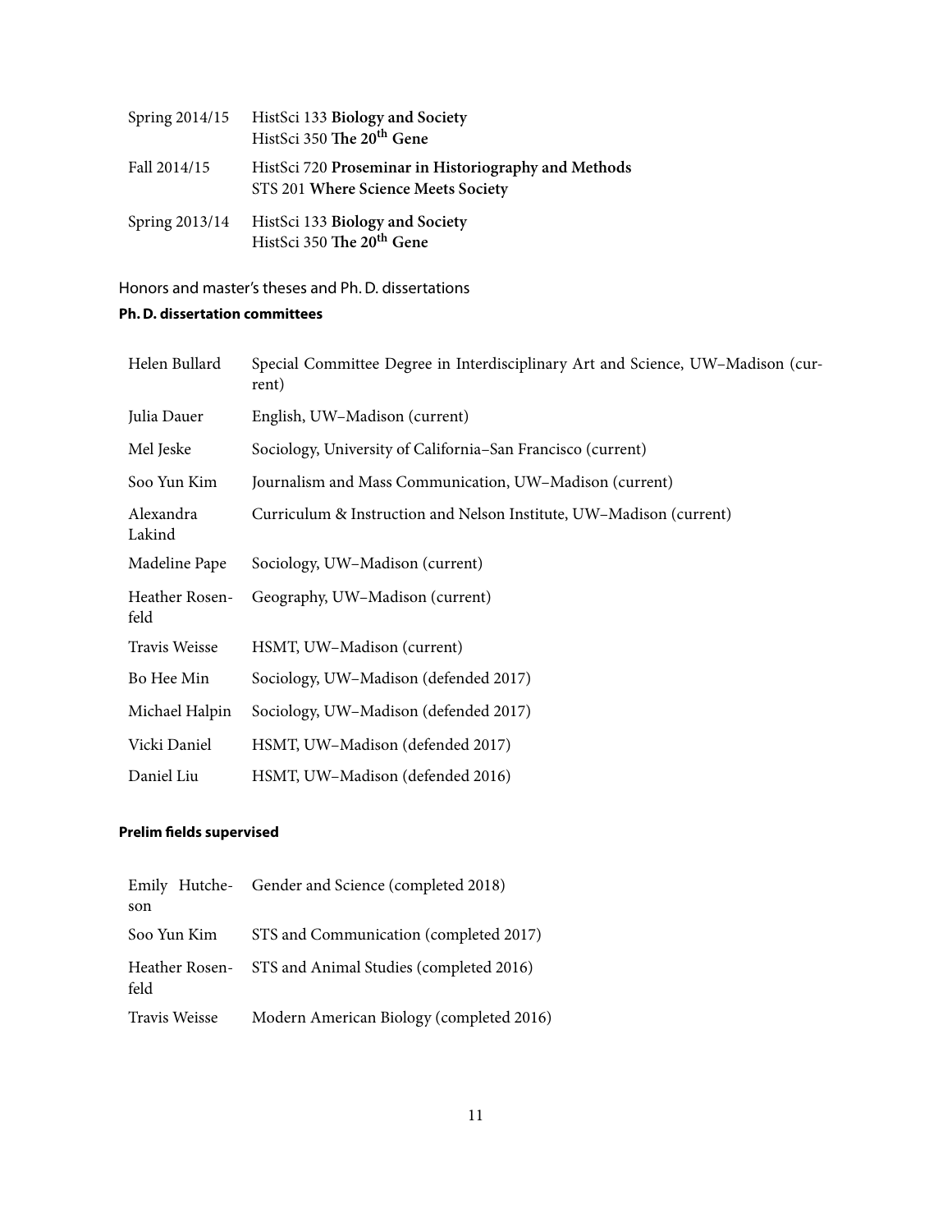| | |
|---|---|
| Spring 2014/15 | HistSci 133 **Biology and Society**<br>HistSci 350 **The 20th Gene** |
| Fall 2014/15 | HistSci 720 **Proseminar in Historiography and Methods**<br>STS 201 **Where Science Meets Society** |
| Spring 2013/14 | HistSci 133 **Biology and Society**<br>HistSci 350 **The 20th Gene** |

## Honors and master's theses and Ph. D. dissertations

### Ph. D. dissertation committees

| | |
|---|---|
| Helen Bullard | Special Committee Degree in Interdisciplinary Art and Science, UW–Madison (current) |
| Julia Dauer | English, UW–Madison (current) |
| Mel Jeske | Sociology, University of California–San Francisco (current) |
| Soo Yun Kim | Journalism and Mass Communication, UW–Madison (current) |
| Alexandra Lakind | Curriculum & Instruction and Nelson Institute, UW–Madison (current) |
| Madeline Pape | Sociology, UW–Madison (current) |
| Heather Rosenfeld | Geography, UW–Madison (current) |
| Travis Weisse | HSMT, UW–Madison (current) |
| Bo Hee Min | Sociology, UW–Madison (defended 2017) |
| Michael Halpin | Sociology, UW–Madison (defended 2017) |
| Vicki Daniel | HSMT, UW–Madison (defended 2017) |
| Daniel Liu | HSMT, UW–Madison (defended 2016) |

### Prelim fields supervised

| | |
|---|---|
| Emily Hutcheson | Gender and Science (completed 2018) |
| Soo Yun Kim | STS and Communication (completed 2017) |
| Heather Rosenfeld | STS and Animal Studies (completed 2016) |
| Travis Weisse | Modern American Biology (completed 2016) |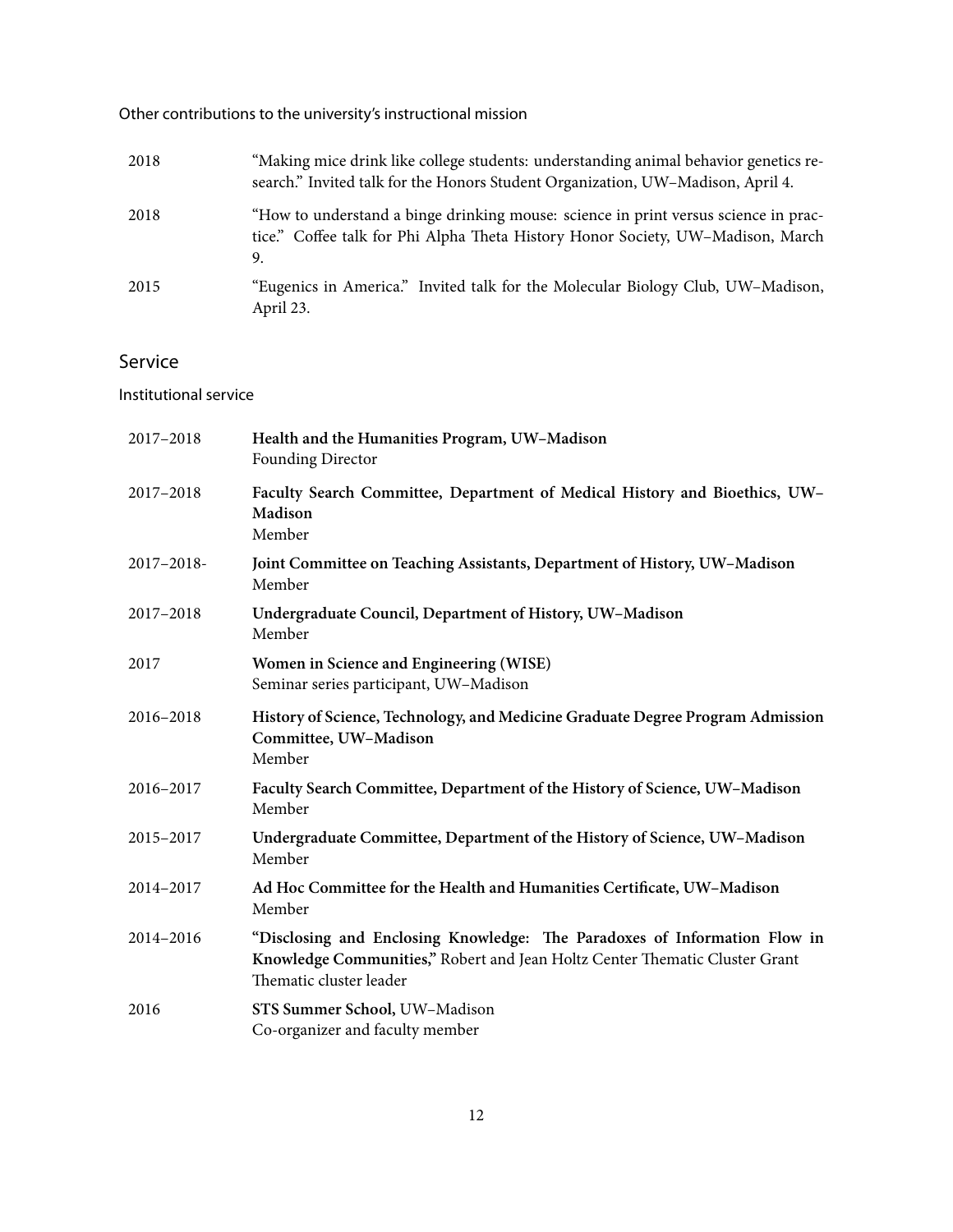### Other contributions to the university's instructional mission

| | |
|---|---|
| 2018 | "Making mice drink like college students: understanding animal behavior genetics research." Invited talk for the Honors Student Organization, UW–Madison, April 4. |
| 2018 | "How to understand a binge drinking mouse: science in print versus science in practice." Coffee talk for Phi Alpha Theta History Honor Society, UW–Madison, March 9. |
| 2015 | "Eugenics in America." Invited talk for the Molecular Biology Club, UW–Madison, April 23. |

## Service

### Institutional service

| | |
|---|---|
| 2017–2018 | **Health and the Humanities Program, UW–Madison**<br>Founding Director |
| 2017–2018 | **Faculty Search Committee, Department of Medical History and Bioethics, UW–Madison**<br>Member |
| 2017–2018- | **Joint Committee on Teaching Assistants, Department of History, UW–Madison**<br>Member |
| 2017–2018 | **Undergraduate Council, Department of History, UW–Madison**<br>Member |
| 2017 | **Women in Science and Engineering (WISE)**<br>Seminar series participant, UW–Madison |
| 2016–2018 | **History of Science, Technology, and Medicine Graduate Degree Program Admission Committee, UW–Madison**<br>Member |
| 2016–2017 | **Faculty Search Committee, Department of the History of Science, UW–Madison**<br>Member |
| 2015–2017 | **Undergraduate Committee, Department of the History of Science, UW–Madison**<br>Member |
| 2014–2017 | **Ad Hoc Committee for the Health and Humanities Certificate, UW–Madison**<br>Member |
| 2014–2016 | **"Disclosing and Enclosing Knowledge: The Paradoxes of Information Flow in Knowledge Communities,"** Robert and Jean Holtz Center Thematic Cluster Grant<br>Thematic cluster leader |
| 2016 | **STS Summer School,** UW–Madison<br>Co-organizer and faculty member |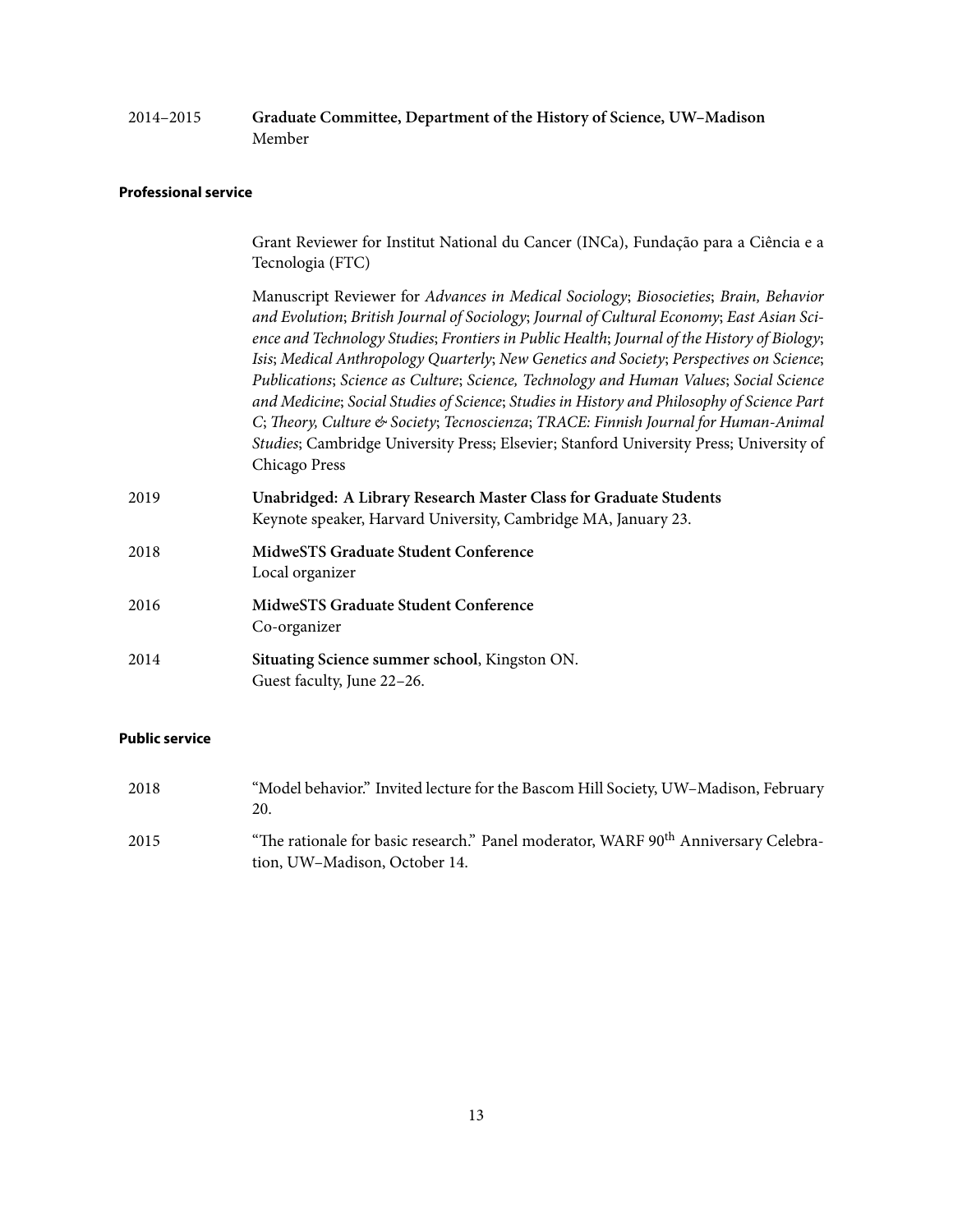2014–2015 **Graduate Committee, Department of the History of Science, UW–Madison**
Member

#### Professional service

Grant Reviewer for Institut National du Cancer (INCa), Fundação para a Ciência e a Tecnologia (FTC)

Manuscript Reviewer for *Advances in Medical Sociology*; *Biosocieties*; *Brain, Behavior and Evolution*; *British Journal of Sociology*; *Journal of Cultural Economy*; *East Asian Science and Technology Studies*; *Frontiers in Public Health*; *Journal of the History of Biology*; *Isis*; *Medical Anthropology Quarterly*; *New Genetics and Society*; *Perspectives on Science*; *Publications*; *Science as Culture*; *Science, Technology and Human Values*; *Social Science and Medicine*; *Social Studies of Science*; *Studies in History and Philosophy of Science Part C*; *Theory, Culture & Society*; *Tecnoscienza*; *TRACE: Finnish Journal for Human-Animal Studies*; Cambridge University Press; Elsevier; Stanford University Press; University of Chicago Press

2019 **Unabridged: A Library Research Master Class for Graduate Students**
Keynote speaker, Harvard University, Cambridge MA, January 23.

2018 **MidweSTS Graduate Student Conference**
Local organizer

2016 **MidweSTS Graduate Student Conference**
Co-organizer

2014 **Situating Science summer school**, Kingston ON.
Guest faculty, June 22–26.

#### Public service

2018 "Model behavior." Invited lecture for the Bascom Hill Society, UW–Madison, February 20.

2015 "The rationale for basic research." Panel moderator, WARF 90th Anniversary Celebration, UW–Madison, October 14.